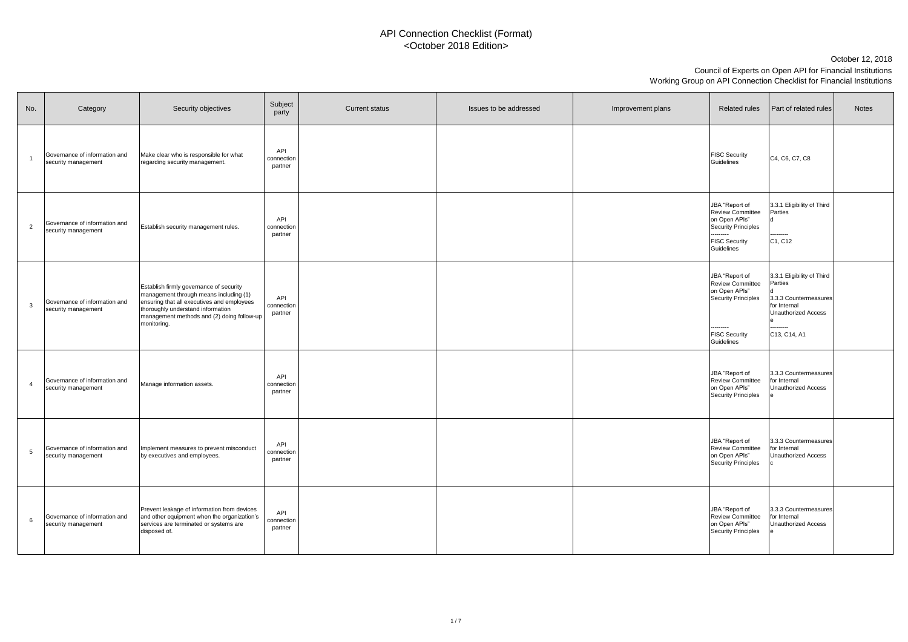# API Connection Checklist (Format)
## <October 2018 Edition>

October 12, 2018

Council of Experts on Open API for Financial Institutions
Working Group on API Connection Checklist for Financial Institutions

| No. | Category | Security objectives | Subject party | Current status | Issues to be addressed | Improvement plans | Related rules | Part of related rules | Notes |
|---|---|---|---|---|---|---|---|---|---|
| 1 | Governance of information and security management | Make clear who is responsible for what regarding security management. | API connection partner | | | | FISC Security Guidelines | C4, C6, C7, C8 | |
| 2 | Governance of information and security management | Establish security management rules. | API connection partner | | | | JBA "Report of Review Committee on Open APIs" Security Principles<br>---------<br>FISC Security Guidelines | 3.3.1 Eligibility of Third Parties<br>d<br>---------<br>C1, C12 | |
| 3 | Governance of information and security management | Establish firmly governance of security management through means including (1) ensuring that all executives and employees thoroughly understand information management methods and (2) doing follow-up monitoring. | API connection partner | | | | JBA "Report of Review Committee on Open APIs" Security Principles<br>---------<br>FISC Security Guidelines | 3.3.1 Eligibility of Third Parties<br>d<br>3.3.3 Countermeasures for Internal Unauthorized Access<br>e<br>---------<br>C13, C14, A1 | |
| 4 | Governance of information and security management | Manage information assets. | API connection partner | | | | JBA "Report of Review Committee on Open APIs" Security Principles | 3.3.3 Countermeasures for Internal Unauthorized Access<br>e | |
| 5 | Governance of information and security management | Implement measures to prevent misconduct by executives and employees. | API connection partner | | | | JBA "Report of Review Committee on Open APIs" Security Principles | 3.3.3 Countermeasures for Internal Unauthorized Access<br>c | |
| 6 | Governance of information and security management | Prevent leakage of information from devices and other equipment when the organization's services are terminated or systems are disposed of. | API connection partner | | | | JBA "Report of Review Committee on Open APIs" Security Principles | 3.3.3 Countermeasures for Internal Unauthorized Access<br>e | |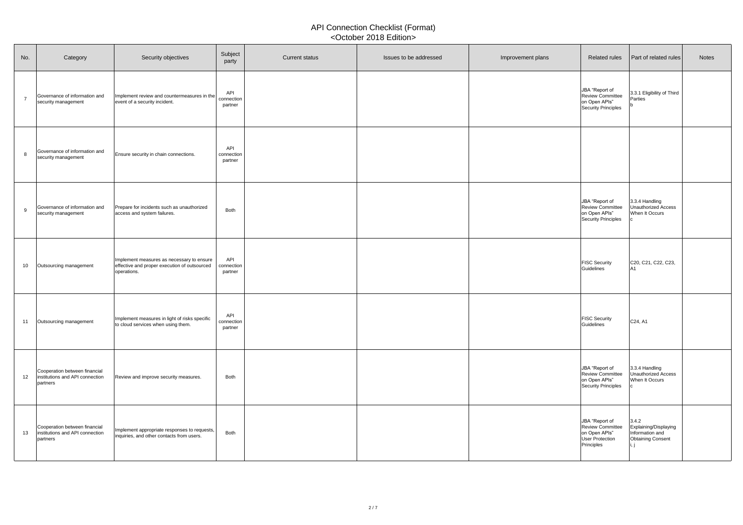# API Connection Checklist (Format)
## <October 2018 Edition>

| No. | Category | Security objectives | Subject party | Current status | Issues to be addressed | Improvement plans | Related rules | Part of related rules | Notes |
|---|---|---|---|---|---|---|---|---|---|
| 7 | Governance of information and security management | Implement review and countermeasures in the event of a security incident. | API connection partner | | | | JBA "Report of Review Committee on Open APIs" Security Principles | 3.3.1 Eligibility of Third Parties b | |
| 8 | Governance of information and security management | Ensure security in chain connections. | API connection partner | | | | | | |
| 9 | Governance of information and security management | Prepare for incidents such as unauthorized access and system failures. | Both | | | | JBA "Report of Review Committee on Open APIs" Security Principles | 3.3.4 Handling Unauthorized Access When It Occurs c | |
| 10 | Outsourcing management | Implement measures as necessary to ensure effective and proper execution of outsourced operations. | API connection partner | | | | FISC Security Guidelines | C20, C21, C22, C23, A1 | |
| 11 | Outsourcing management | Implement measures in light of risks specific to cloud services when using them. | API connection partner | | | | FISC Security Guidelines | C24, A1 | |
| 12 | Cooperation between financial institutions and API connection partners | Review and improve security measures. | Both | | | | JBA "Report of Review Committee on Open APIs" Security Principles | 3.3.4 Handling Unauthorized Access When It Occurs c | |
| 13 | Cooperation between financial institutions and API connection partners | Implement appropriate responses to requests, inquiries, and other contacts from users. | Both | | | | JBA "Report of Review Committee on Open APIs" User Protection Principles | 3.4.2 Explaining/Displaying Information and Obtaining Consent i, j | |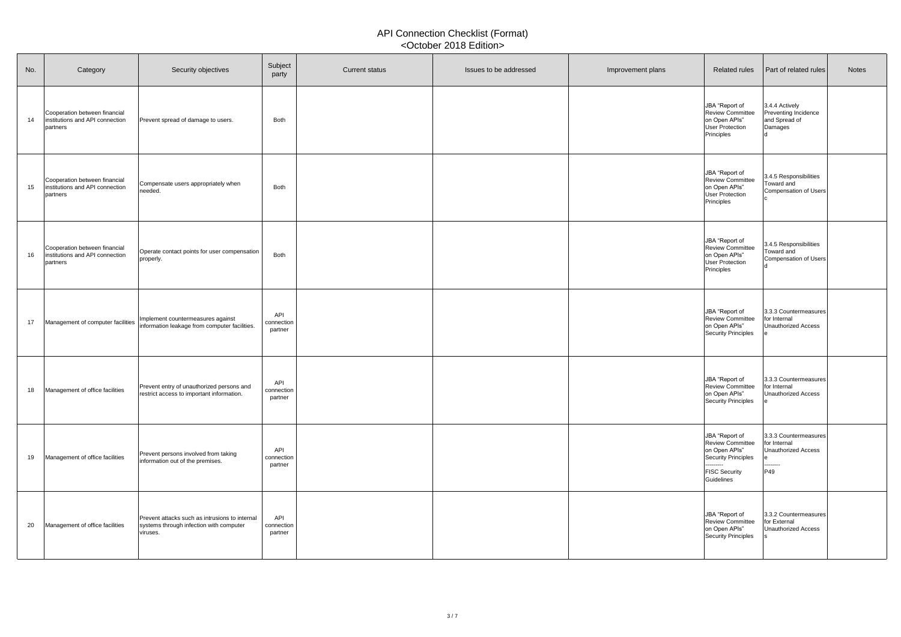# API Connection Checklist (Format)
## <October 2018 Edition>

| No. | Category | Security objectives | Subject party | Current status | Issues to be addressed | Improvement plans | Related rules | Part of related rules | Notes |
|---|---|---|---|---|---|---|---|---|---|
| 14 | Cooperation between financial institutions and API connection partners | Prevent spread of damage to users. | Both | | | | JBA "Report of Review Committee on Open APIs" User Protection Principles | 3.4.4 Actively Preventing Incidence and Spread of Damages d | |
| 15 | Cooperation between financial institutions and API connection partners | Compensate users appropriately when needed. | Both | | | | JBA "Report of Review Committee on Open APIs" User Protection Principles | 3.4.5 Responsibilities Toward and Compensation of Users c | |
| 16 | Cooperation between financial institutions and API connection partners | Operate contact points for user compensation properly. | Both | | | | JBA "Report of Review Committee on Open APIs" User Protection Principles | 3.4.5 Responsibilities Toward and Compensation of Users d | |
| 17 | Management of computer facilities | Implement countermeasures against information leakage from computer facilities. | API connection partner | | | | JBA "Report of Review Committee on Open APIs" Security Principles | 3.3.3 Countermeasures for Internal Unauthorized Access e | |
| 18 | Management of office facilities | Prevent entry of unauthorized persons and restrict access to important information. | API connection partner | | | | JBA "Report of Review Committee on Open APIs" Security Principles | 3.3.3 Countermeasures for Internal Unauthorized Access e | |
| 19 | Management of office facilities | Prevent persons involved from taking information out of the premises. | API connection partner | | | | JBA "Report of Review Committee on Open APIs" Security Principles<br>---------<br>FISC Security Guidelines | 3.3.3 Countermeasures for Internal Unauthorized Access e<br>--------<br>P49 | |
| 20 | Management of office facilities | Prevent attacks such as intrusions to internal systems through infection with computer viruses. | API connection partner | | | | JBA "Report of Review Committee on Open APIs" Security Principles | 3.3.2 Countermeasures for External Unauthorized Access s | |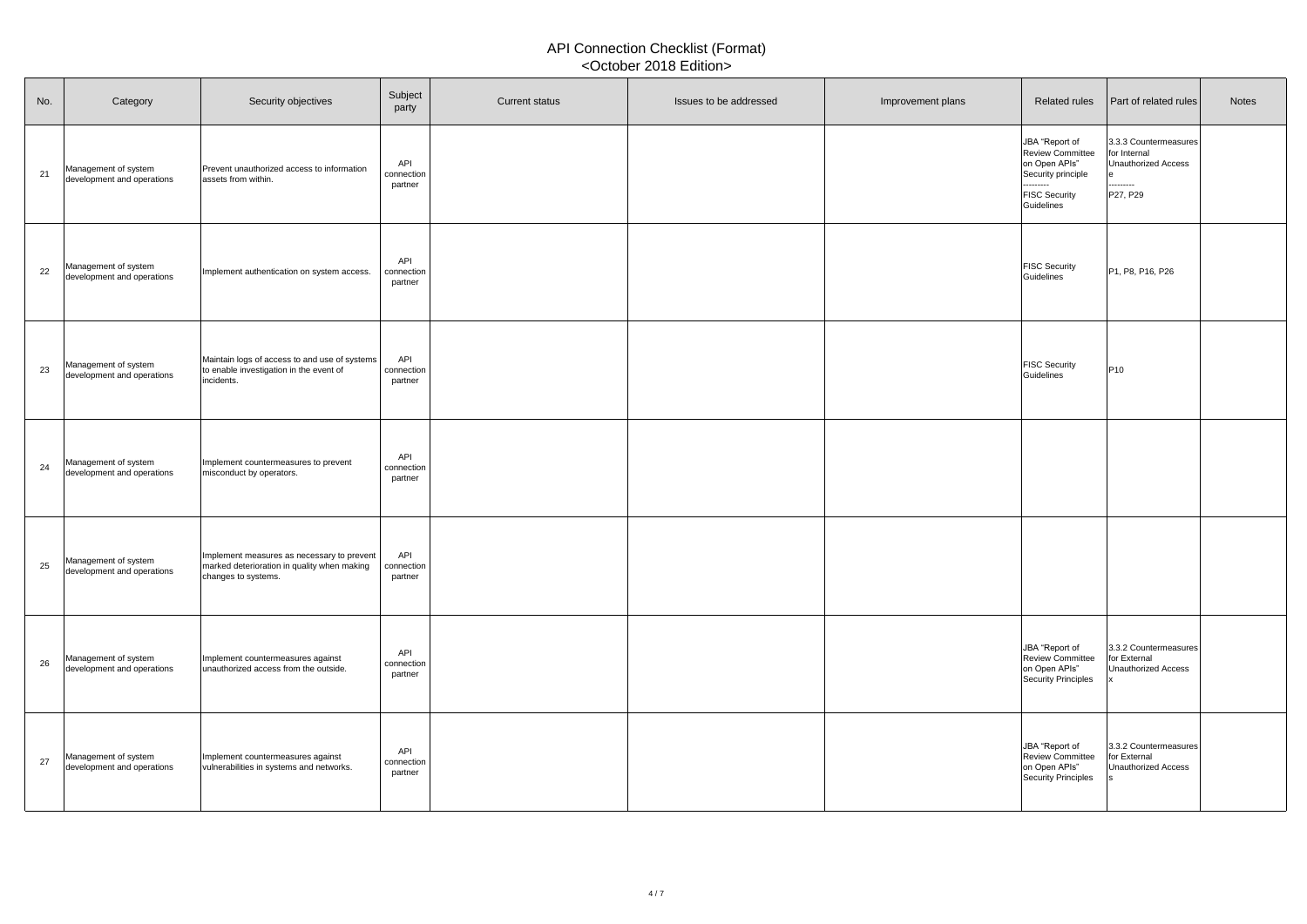# API Connection Checklist (Format)
## <October 2018 Edition>

| No. | Category | Security objectives | Subject party | Current status | Issues to be addressed | Improvement plans | Related rules | Part of related rules | Notes |
|---|---|---|---|---|---|---|---|---|---|
| 21 | Management of system development and operations | Prevent unauthorized access to information assets from within. | API connection partner | | | | JBA "Report of Review Committee on Open APIs" Security principle<br>---------<br>FISC Security Guidelines | 3.3.3 Countermeasures for Internal Unauthorized Access e<br>---------<br>P27, P29 | |
| 22 | Management of system development and operations | Implement authentication on system access. | API connection partner | | | | FISC Security Guidelines | P1, P8, P16, P26 | |
| 23 | Management of system development and operations | Maintain logs of access to and use of systems to enable investigation in the event of incidents. | API connection partner | | | | FISC Security Guidelines | P10 | |
| 24 | Management of system development and operations | Implement countermeasures to prevent misconduct by operators. | API connection partner | | | | | | |
| 25 | Management of system development and operations | Implement measures as necessary to prevent marked deterioration in quality when making changes to systems. | API connection partner | | | | | | |
| 26 | Management of system development and operations | Implement countermeasures against unauthorized access from the outside. | API connection partner | | | | JBA "Report of Review Committee on Open APIs" Security Principles | 3.3.2 Countermeasures for External Unauthorized Access x | |
| 27 | Management of system development and operations | Implement countermeasures against vulnerabilities in systems and networks. | API connection partner | | | | JBA "Report of Review Committee on Open APIs" Security Principles | 3.3.2 Countermeasures for External Unauthorized Access s | |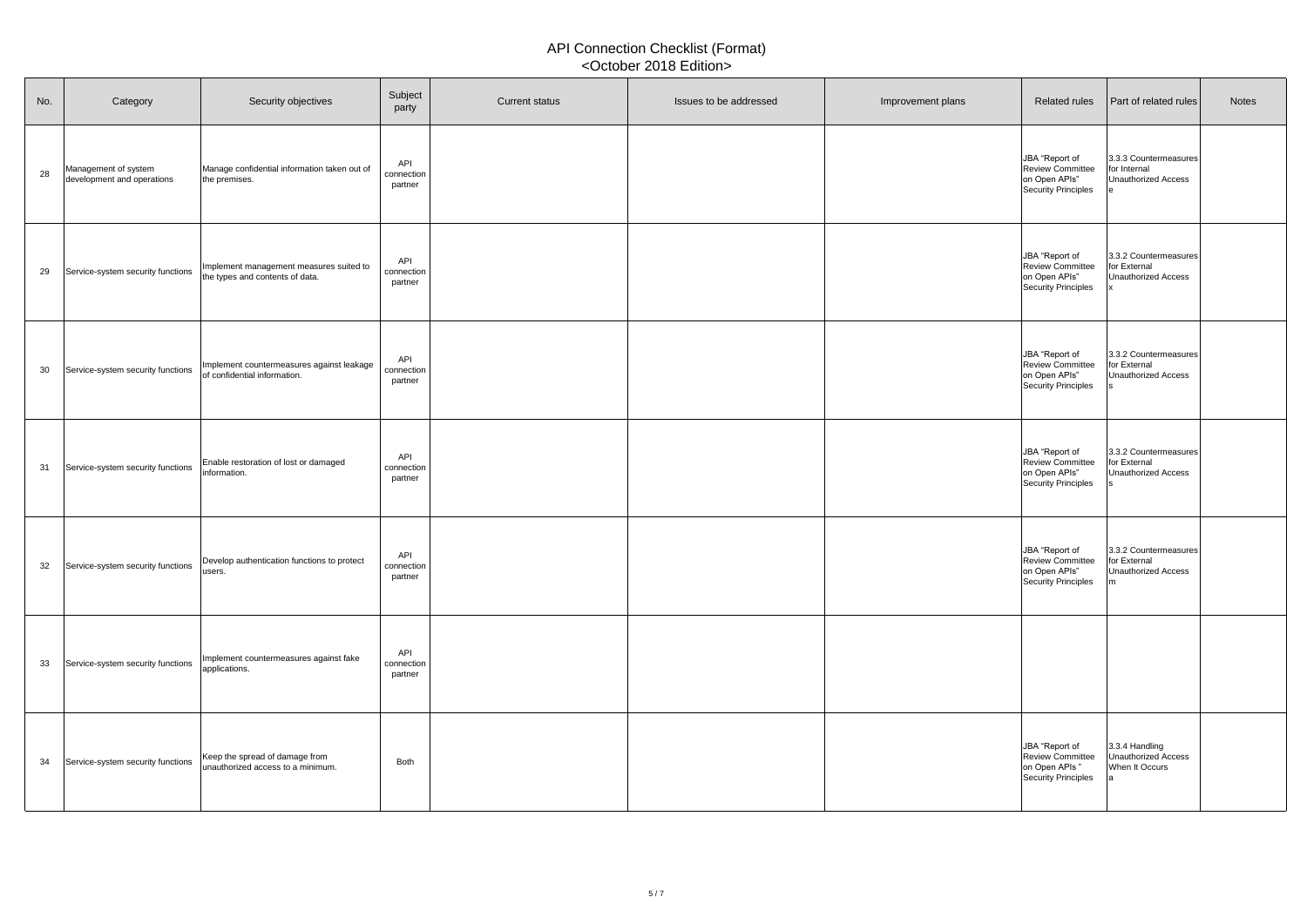# API Connection Checklist (Format)
## <October 2018 Edition>

| No. | Category | Security objectives | Subject party | Current status | Issues to be addressed | Improvement plans | Related rules | Part of related rules | Notes |
|---|---|---|---|---|---|---|---|---|---|
| 28 | Management of system development and operations | Manage confidential information taken out of the premises. | API connection partner | | | | JBA "Report of Review Committee on Open APIs" Security Principles | 3.3.3 Countermeasures for Internal Unauthorized Access e | |
| 29 | Service-system security functions | Implement management measures suited to the types and contents of data. | API connection partner | | | | JBA "Report of Review Committee on Open APIs" Security Principles | 3.3.2 Countermeasures for External Unauthorized Access x | |
| 30 | Service-system security functions | Implement countermeasures against leakage of confidential information. | API connection partner | | | | JBA "Report of Review Committee on Open APIs" Security Principles | 3.3.2 Countermeasures for External Unauthorized Access s | |
| 31 | Service-system security functions | Enable restoration of lost or damaged information. | API connection partner | | | | JBA "Report of Review Committee on Open APIs" Security Principles | 3.3.2 Countermeasures for External Unauthorized Access s | |
| 32 | Service-system security functions | Develop authentication functions to protect users. | API connection partner | | | | JBA "Report of Review Committee on Open APIs" Security Principles | 3.3.2 Countermeasures for External Unauthorized Access m | |
| 33 | Service-system security functions | Implement countermeasures against fake applications. | API connection partner | | | | | | |
| 34 | Service-system security functions | Keep the spread of damage from unauthorized access to a minimum. | Both | | | | JBA "Report of Review Committee on Open APIs " Security Principles | 3.3.4 Handling Unauthorized Access When It Occurs a | |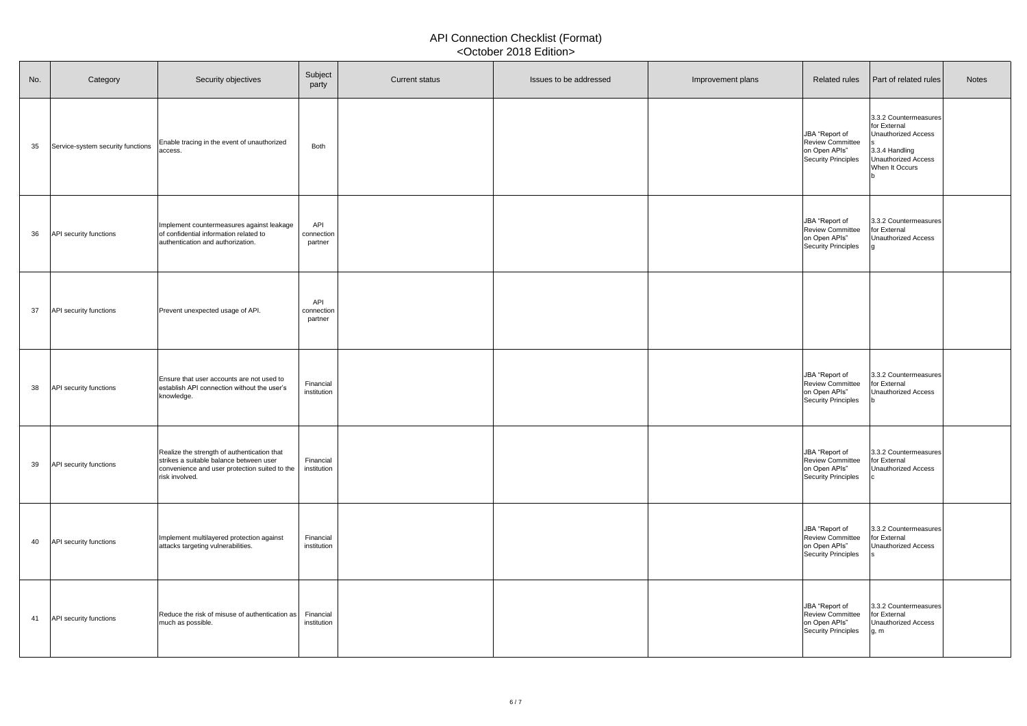# API Connection Checklist (Format)
## <October 2018 Edition>

| No. | Category | Security objectives | Subject party | Current status | Issues to be addressed | Improvement plans | Related rules | Part of related rules | Notes |
|---|---|---|---|---|---|---|---|---|---|
| 35 | Service-system security functions | Enable tracing in the event of unauthorized access. | Both | | | | JBA "Report of Review Committee on Open APIs" Security Principles | 3.3.2 Countermeasures for External Unauthorized Access s<br>3.3.4 Handling Unauthorized Access When It Occurs b | |
| 36 | API security functions | Implement countermeasures against leakage of confidential information related to authentication and authorization. | API connection partner | | | | JBA "Report of Review Committee on Open APIs" Security Principles | 3.3.2 Countermeasures for External Unauthorized Access g | |
| 37 | API security functions | Prevent unexpected usage of API. | API connection partner | | | | | | |
| 38 | API security functions | Ensure that user accounts are not used to establish API connection without the user's knowledge. | Financial institution | | | | JBA "Report of Review Committee on Open APIs" Security Principles | 3.3.2 Countermeasures for External Unauthorized Access b | |
| 39 | API security functions | Realize the strength of authentication that strikes a suitable balance between user convenience and user protection suited to the risk involved. | Financial institution | | | | JBA "Report of Review Committee on Open APIs" Security Principles | 3.3.2 Countermeasures for External Unauthorized Access c | |
| 40 | API security functions | Implement multilayered protection against attacks targeting vulnerabilities. | Financial institution | | | | JBA "Report of Review Committee on Open APIs" Security Principles | 3.3.2 Countermeasures for External Unauthorized Access s | |
| 41 | API security functions | Reduce the risk of misuse of authentication as much as possible. | Financial institution | | | | JBA "Report of Review Committee on Open APIs" Security Principles | 3.3.2 Countermeasures for External Unauthorized Access g, m | |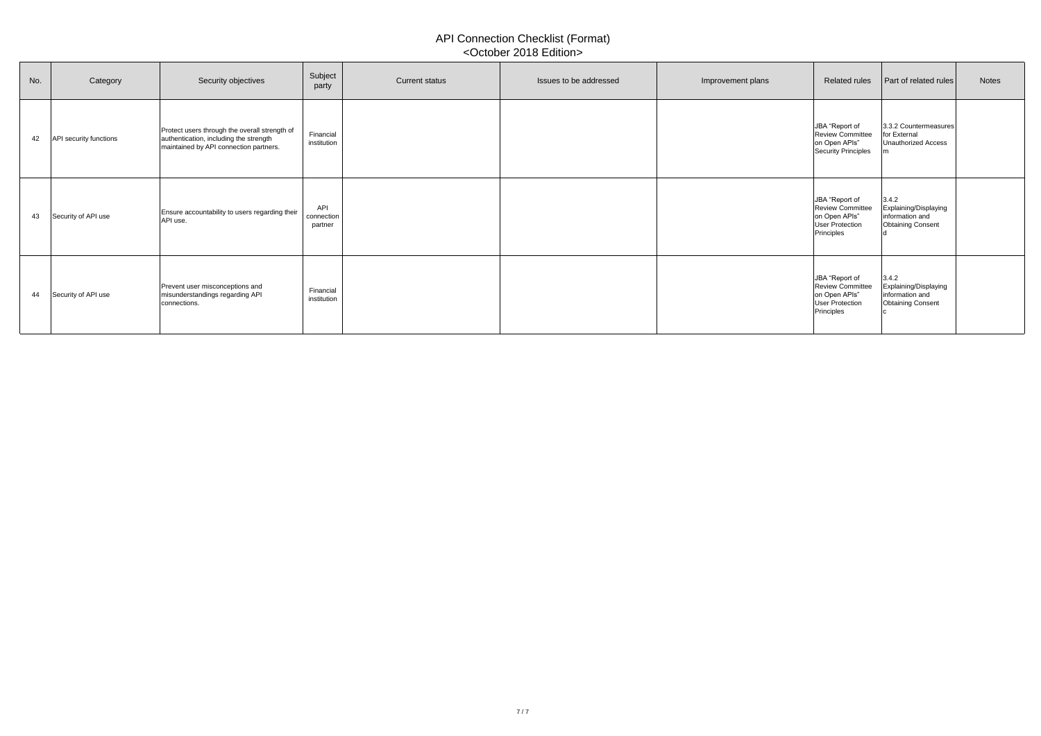# API Connection Checklist (Format)

<October 2018 Edition>

| No. | Category | Security objectives | Subject party | Current status | Issues to be addressed | Improvement plans | Related rules | Part of related rules | Notes |
|---|---|---|---|---|---|---|---|---|---|
| 42 | API security functions | Protect users through the overall strength of authentication, including the strength maintained by API connection partners. | Financial institution | | | | JBA "Report of Review Committee on Open APIs" Security Principles | 3.3.2 Countermeasures for External Unauthorized Access m | |
| 43 | Security of API use | Ensure accountability to users regarding their API use. | API connection partner | | | | JBA "Report of Review Committee on Open APIs" User Protection Principles | 3.4.2 Explaining/Displaying information and Obtaining Consent d | |
| 44 | Security of API use | Prevent user misconceptions and misunderstandings regarding API connections. | Financial institution | | | | JBA "Report of Review Committee on Open APIs" User Protection Principles | 3.4.2 Explaining/Displaying information and Obtaining Consent c | |